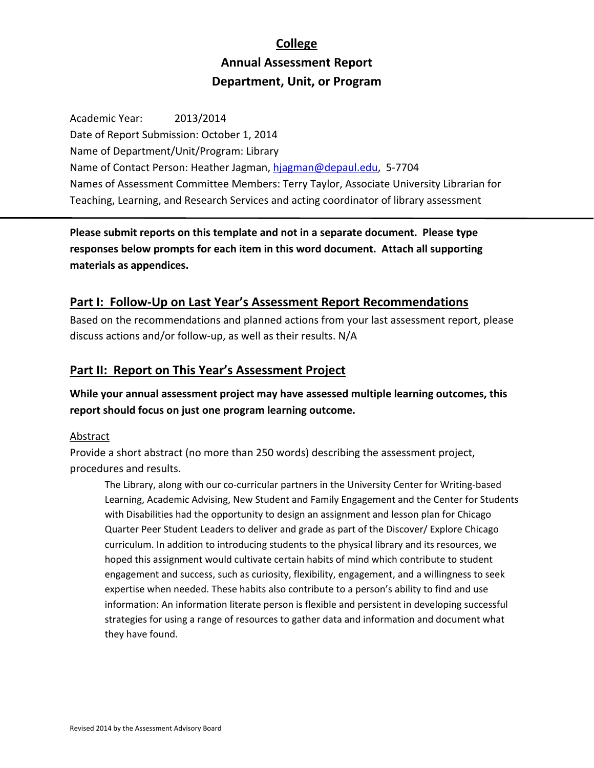# College

## Annual Assessment Report

## Department, Unit, or Program

Academic Year: 2013/2014

Date of Report Submission: October 1, 2014

Name of Department/Unit/Program: Library

Name of Contact Person: Heather Jagman, hjagman@depaul.edu, 5-7704

Names of Assessment Committee Members: Terry Taylor, Associate University Librarian for Teaching, Learning, and Research Services and acting coordinator of library assessment

---

**Please submit reports on this template and not in a separate document. Please type responses below prompts for each item in this word document. Attach all supporting materials as appendices.**

## Part I: Follow-Up on Last Year's Assessment Report Recommendations

Based on the recommendations and planned actions from your last assessment report, please discuss actions and/or follow-up, as well as their results. N/A

## Part II: Report on This Year's Assessment Project

**While your annual assessment project may have assessed multiple learning outcomes, this report should focus on just one program learning outcome.**

### Abstract

Provide a short abstract (no more than 250 words) describing the assessment project, procedures and results.

> The Library, along with our co-curricular partners in the University Center for Writing-based Learning, Academic Advising, New Student and Family Engagement and the Center for Students with Disabilities had the opportunity to design an assignment and lesson plan for Chicago Quarter Peer Student Leaders to deliver and grade as part of the Discover/ Explore Chicago curriculum. In addition to introducing students to the physical library and its resources, we hoped this assignment would cultivate certain habits of mind which contribute to student engagement and success, such as curiosity, flexibility, engagement, and a willingness to seek expertise when needed. These habits also contribute to a person's ability to find and use information: An information literate person is flexible and persistent in developing successful strategies for using a range of resources to gather data and information and document what they have found.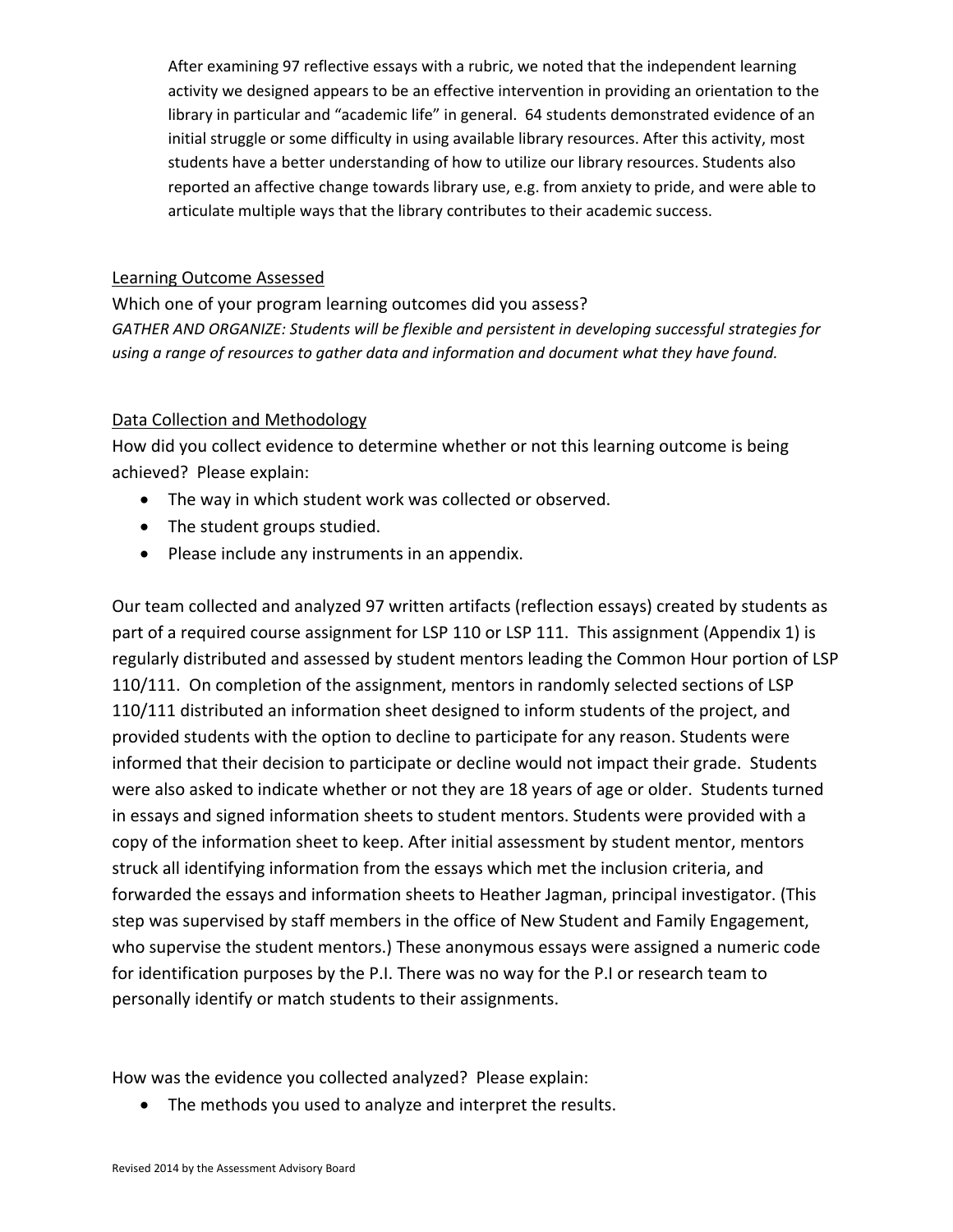After examining 97 reflective essays with a rubric, we noted that the independent learning activity we designed appears to be an effective intervention in providing an orientation to the library in particular and "academic life" in general. 64 students demonstrated evidence of an initial struggle or some difficulty in using available library resources. After this activity, most students have a better understanding of how to utilize our library resources. Students also reported an affective change towards library use, e.g. from anxiety to pride, and were able to articulate multiple ways that the library contributes to their academic success.

## Learning Outcome Assessed

Which one of your program learning outcomes did you assess?

*GATHER AND ORGANIZE: Students will be flexible and persistent in developing successful strategies for using a range of resources to gather data and information and document what they have found.*

## Data Collection and Methodology

How did you collect evidence to determine whether or not this learning outcome is being achieved? Please explain:

- The way in which student work was collected or observed.
- The student groups studied.
- Please include any instruments in an appendix.

Our team collected and analyzed 97 written artifacts (reflection essays) created by students as part of a required course assignment for LSP 110 or LSP 111. This assignment (Appendix 1) is regularly distributed and assessed by student mentors leading the Common Hour portion of LSP 110/111. On completion of the assignment, mentors in randomly selected sections of LSP 110/111 distributed an information sheet designed to inform students of the project, and provided students with the option to decline to participate for any reason. Students were informed that their decision to participate or decline would not impact their grade. Students were also asked to indicate whether or not they are 18 years of age or older. Students turned in essays and signed information sheets to student mentors. Students were provided with a copy of the information sheet to keep. After initial assessment by student mentor, mentors struck all identifying information from the essays which met the inclusion criteria, and forwarded the essays and information sheets to Heather Jagman, principal investigator. (This step was supervised by staff members in the office of New Student and Family Engagement, who supervise the student mentors.) These anonymous essays were assigned a numeric code for identification purposes by the P.I. There was no way for the P.I or research team to personally identify or match students to their assignments.

How was the evidence you collected analyzed? Please explain:

- The methods you used to analyze and interpret the results.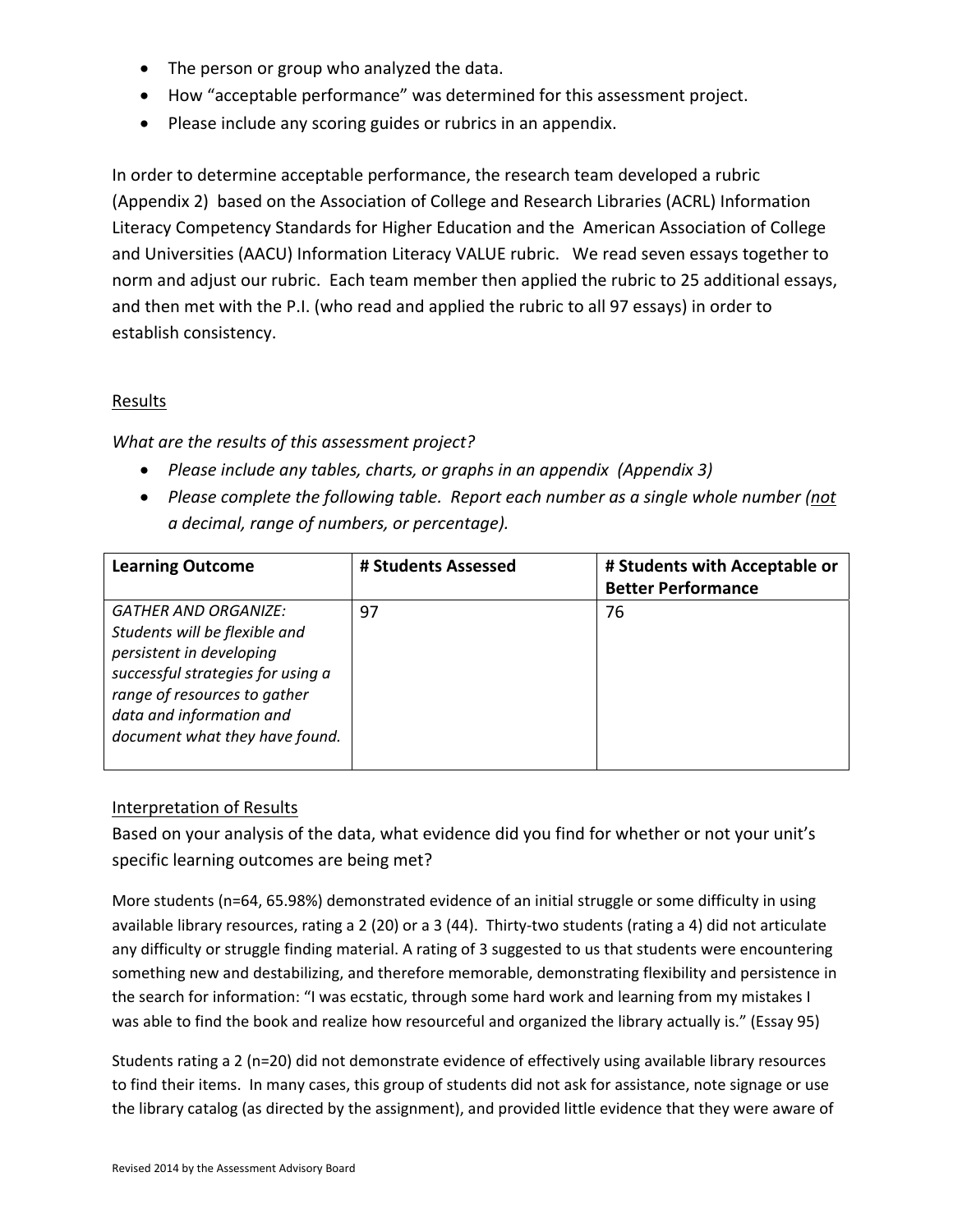- The person or group who analyzed the data.
- How "acceptable performance" was determined for this assessment project.
- Please include any scoring guides or rubrics in an appendix.

In order to determine acceptable performance, the research team developed a rubric (Appendix 2) based on the Association of College and Research Libraries (ACRL) Information Literacy Competency Standards for Higher Education and the American Association of College and Universities (AACU) Information Literacy VALUE rubric. We read seven essays together to norm and adjust our rubric. Each team member then applied the rubric to 25 additional essays, and then met with the P.I. (who read and applied the rubric to all 97 essays) in order to establish consistency.

Results

*What are the results of this assessment project?*

- *Please include any tables, charts, or graphs in an appendix (Appendix 3)*
- *Please complete the following table. Report each number as a single whole number (not a decimal, range of numbers, or percentage).*

| Learning Outcome | # Students Assessed | # Students with Acceptable or Better Performance |
|---|---|---|
| *GATHER AND ORGANIZE: Students will be flexible and persistent in developing successful strategies for using a range of resources to gather data and information and document what they have found.* | 97 | 76 |

Interpretation of Results

Based on your analysis of the data, what evidence did you find for whether or not your unit's specific learning outcomes are being met?

More students (n=64, 65.98%) demonstrated evidence of an initial struggle or some difficulty in using available library resources, rating a 2 (20) or a 3 (44). Thirty-two students (rating a 4) did not articulate any difficulty or struggle finding material. A rating of 3 suggested to us that students were encountering something new and destabilizing, and therefore memorable, demonstrating flexibility and persistence in the search for information: "I was ecstatic, through some hard work and learning from my mistakes I was able to find the book and realize how resourceful and organized the library actually is." (Essay 95)

Students rating a 2 (n=20) did not demonstrate evidence of effectively using available library resources to find their items. In many cases, this group of students did not ask for assistance, note signage or use the library catalog (as directed by the assignment), and provided little evidence that they were aware of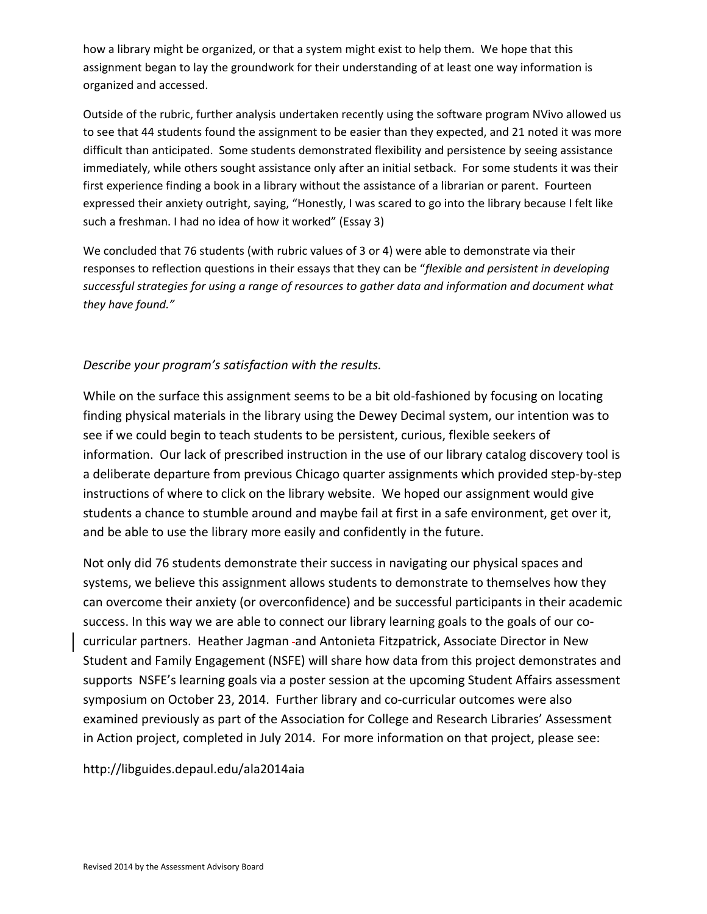how a library might be organized, or that a system might exist to help them. We hope that this assignment began to lay the groundwork for their understanding of at least one way information is organized and accessed.

Outside of the rubric, further analysis undertaken recently using the software program NVivo allowed us to see that 44 students found the assignment to be easier than they expected, and 21 noted it was more difficult than anticipated. Some students demonstrated flexibility and persistence by seeing assistance immediately, while others sought assistance only after an initial setback. For some students it was their first experience finding a book in a library without the assistance of a librarian or parent. Fourteen expressed their anxiety outright, saying, "Honestly, I was scared to go into the library because I felt like such a freshman. I had no idea of how it worked" (Essay 3)

We concluded that 76 students (with rubric values of 3 or 4) were able to demonstrate via their responses to reflection questions in their essays that they can be "*flexible and persistent in developing successful strategies for using a range of resources to gather data and information and document what they have found.*"

*Describe your program's satisfaction with the results.*

While on the surface this assignment seems to be a bit old-fashioned by focusing on locating finding physical materials in the library using the Dewey Decimal system, our intention was to see if we could begin to teach students to be persistent, curious, flexible seekers of information. Our lack of prescribed instruction in the use of our library catalog discovery tool is a deliberate departure from previous Chicago quarter assignments which provided step-by-step instructions of where to click on the library website. We hoped our assignment would give students a chance to stumble around and maybe fail at first in a safe environment, get over it, and be able to use the library more easily and confidently in the future.

Not only did 76 students demonstrate their success in navigating our physical spaces and systems, we believe this assignment allows students to demonstrate to themselves how they can overcome their anxiety (or overconfidence) and be successful participants in their academic success. In this way we are able to connect our library learning goals to the goals of our co-curricular partners. Heather Jagman and Antonieta Fitzpatrick, Associate Director in New Student and Family Engagement (NSFE) will share how data from this project demonstrates and supports NSFE's learning goals via a poster session at the upcoming Student Affairs assessment symposium on October 23, 2014. Further library and co-curricular outcomes were also examined previously as part of the Association for College and Research Libraries' Assessment in Action project, completed in July 2014. For more information on that project, please see:

http://libguides.depaul.edu/ala2014aia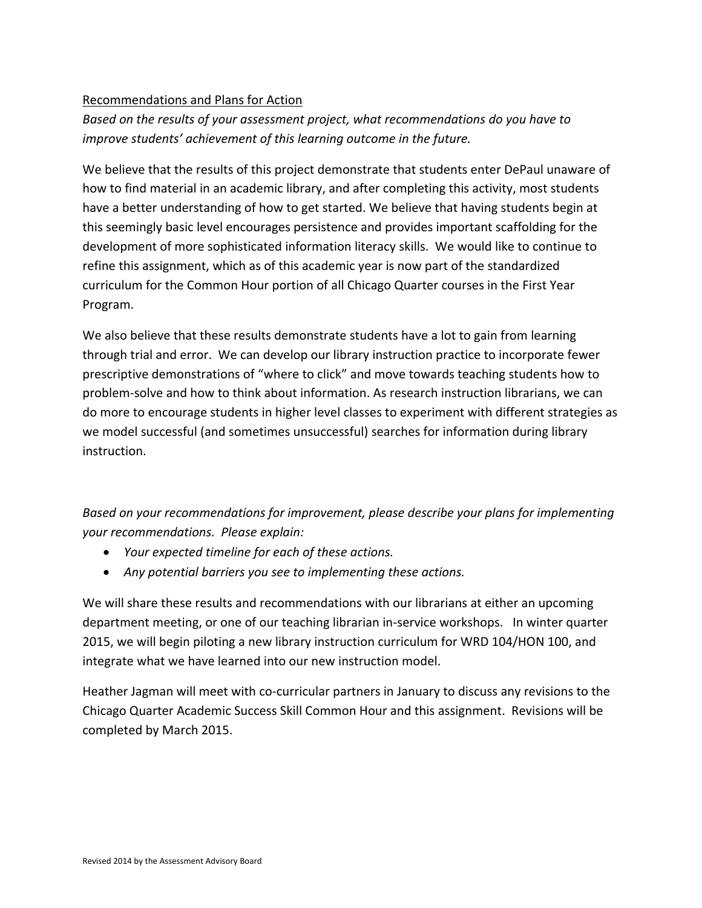Recommendations and Plans for Action

*Based on the results of your assessment project, what recommendations do you have to improve students' achievement of this learning outcome in the future.*

We believe that the results of this project demonstrate that students enter DePaul unaware of how to find material in an academic library, and after completing this activity, most students have a better understanding of how to get started. We believe that having students begin at this seemingly basic level encourages persistence and provides important scaffolding for the development of more sophisticated information literacy skills. We would like to continue to refine this assignment, which as of this academic year is now part of the standardized curriculum for the Common Hour portion of all Chicago Quarter courses in the First Year Program.

We also believe that these results demonstrate students have a lot to gain from learning through trial and error. We can develop our library instruction practice to incorporate fewer prescriptive demonstrations of "where to click" and move towards teaching students how to problem-solve and how to think about information. As research instruction librarians, we can do more to encourage students in higher level classes to experiment with different strategies as we model successful (and sometimes unsuccessful) searches for information during library instruction.

*Based on your recommendations for improvement, please describe your plans for implementing your recommendations. Please explain:*

- *Your expected timeline for each of these actions.*
- *Any potential barriers you see to implementing these actions.*

We will share these results and recommendations with our librarians at either an upcoming department meeting, or one of our teaching librarian in-service workshops. In winter quarter 2015, we will begin piloting a new library instruction curriculum for WRD 104/HON 100, and integrate what we have learned into our new instruction model.

Heather Jagman will meet with co-curricular partners in January to discuss any revisions to the Chicago Quarter Academic Success Skill Common Hour and this assignment. Revisions will be completed by March 2015.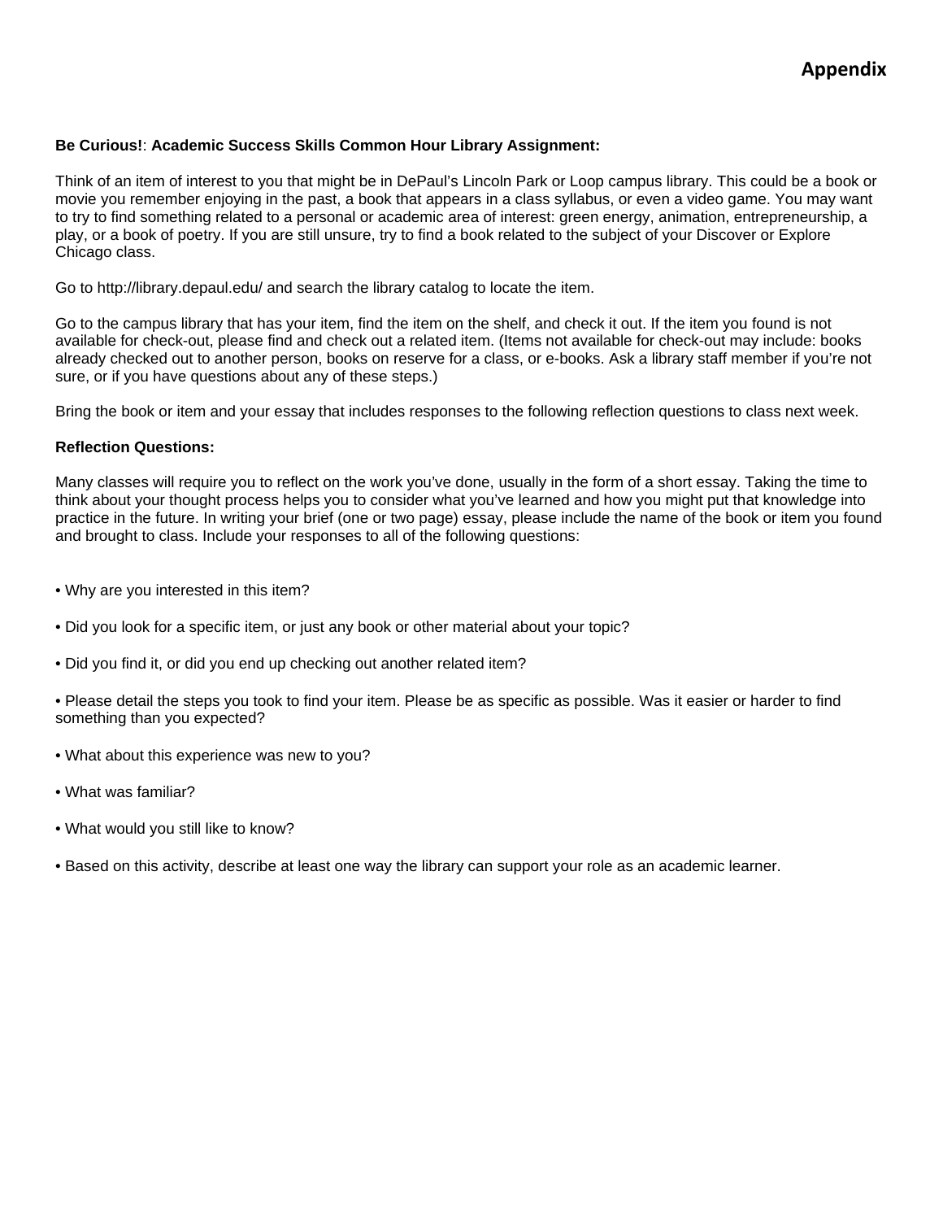# Appendix

**Be Curious!**: **Academic Success Skills Common Hour Library Assignment:**

Think of an item of interest to you that might be in DePaul's Lincoln Park or Loop campus library. This could be a book or movie you remember enjoying in the past, a book that appears in a class syllabus, or even a video game. You may want to try to find something related to a personal or academic area of interest: green energy, animation, entrepreneurship, a play, or a book of poetry. If you are still unsure, try to find a book related to the subject of your Discover or Explore Chicago class.

Go to http://library.depaul.edu/ and search the library catalog to locate the item.

Go to the campus library that has your item, find the item on the shelf, and check it out. If the item you found is not available for check-out, please find and check out a related item. (Items not available for check-out may include: books already checked out to another person, books on reserve for a class, or e-books. Ask a library staff member if you're not sure, or if you have questions about any of these steps.)

Bring the book or item and your essay that includes responses to the following reflection questions to class next week.

**Reflection Questions:**

Many classes will require you to reflect on the work you've done, usually in the form of a short essay. Taking the time to think about your thought process helps you to consider what you've learned and how you might put that knowledge into practice in the future. In writing your brief (one or two page) essay, please include the name of the book or item you found and brought to class. Include your responses to all of the following questions:

- Why are you interested in this item?
- Did you look for a specific item, or just any book or other material about your topic?
- Did you find it, or did you end up checking out another related item?
- Please detail the steps you took to find your item. Please be as specific as possible. Was it easier or harder to find something than you expected?
- What about this experience was new to you?
- What was familiar?
- What would you still like to know?
- Based on this activity, describe at least one way the library can support your role as an academic learner.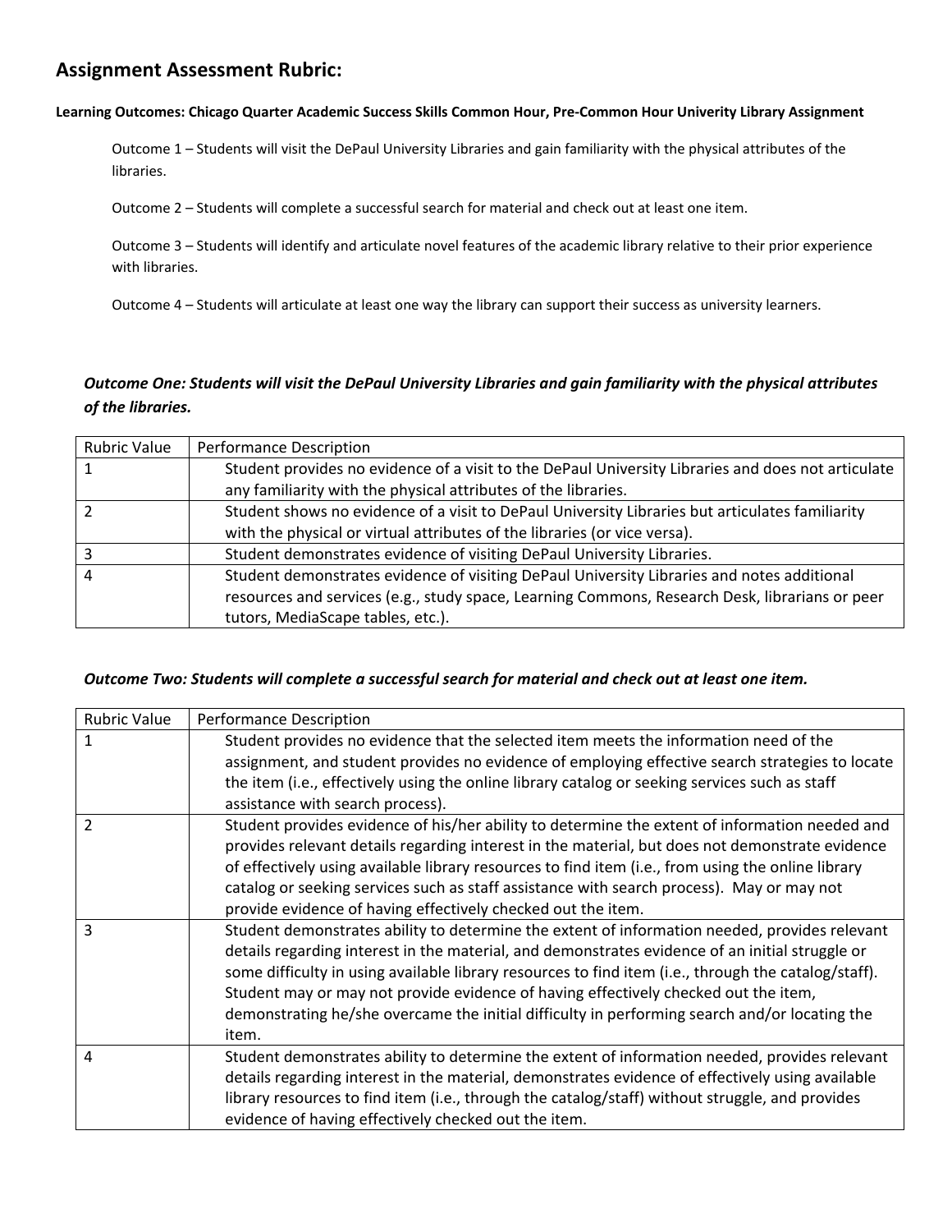## Assignment Assessment Rubric:

**Learning Outcomes: Chicago Quarter Academic Success Skills Common Hour, Pre-Common Hour Univerity Library Assignment**

Outcome 1 – Students will visit the DePaul University Libraries and gain familiarity with the physical attributes of the libraries.

Outcome 2 – Students will complete a successful search for material and check out at least one item.

Outcome 3 – Students will identify and articulate novel features of the academic library relative to their prior experience with libraries.

Outcome 4 – Students will articulate at least one way the library can support their success as university learners.

***Outcome One: Students will visit the DePaul University Libraries and gain familiarity with the physical attributes of the libraries.***

| Rubric Value | Performance Description |
|---|---|
| 1 | Student provides no evidence of a visit to the DePaul University Libraries and does not articulate any familiarity with the physical attributes of the libraries. |
| 2 | Student shows no evidence of a visit to DePaul University Libraries but articulates familiarity with the physical or virtual attributes of the libraries (or vice versa). |
| 3 | Student demonstrates evidence of visiting DePaul University Libraries. |
| 4 | Student demonstrates evidence of visiting DePaul University Libraries and notes additional resources and services (e.g., study space, Learning Commons, Research Desk, librarians or peer tutors, MediaScape tables, etc.). |

***Outcome Two: Students will complete a successful search for material and check out at least one item.***

| Rubric Value | Performance Description |
|---|---|
| 1 | Student provides no evidence that the selected item meets the information need of the assignment, and student provides no evidence of employing effective search strategies to locate the item (i.e., effectively using the online library catalog or seeking services such as staff assistance with search process). |
| 2 | Student provides evidence of his/her ability to determine the extent of information needed and provides relevant details regarding interest in the material, but does not demonstrate evidence of effectively using available library resources to find item (i.e., from using the online library catalog or seeking services such as staff assistance with search process). May or may not provide evidence of having effectively checked out the item. |
| 3 | Student demonstrates ability to determine the extent of information needed, provides relevant details regarding interest in the material, and demonstrates evidence of an initial struggle or some difficulty in using available library resources to find item (i.e., through the catalog/staff). Student may or may not provide evidence of having effectively checked out the item, demonstrating he/she overcame the initial difficulty in performing search and/or locating the item. |
| 4 | Student demonstrates ability to determine the extent of information needed, provides relevant details regarding interest in the material, demonstrates evidence of effectively using available library resources to find item (i.e., through the catalog/staff) without struggle, and provides evidence of having effectively checked out the item. |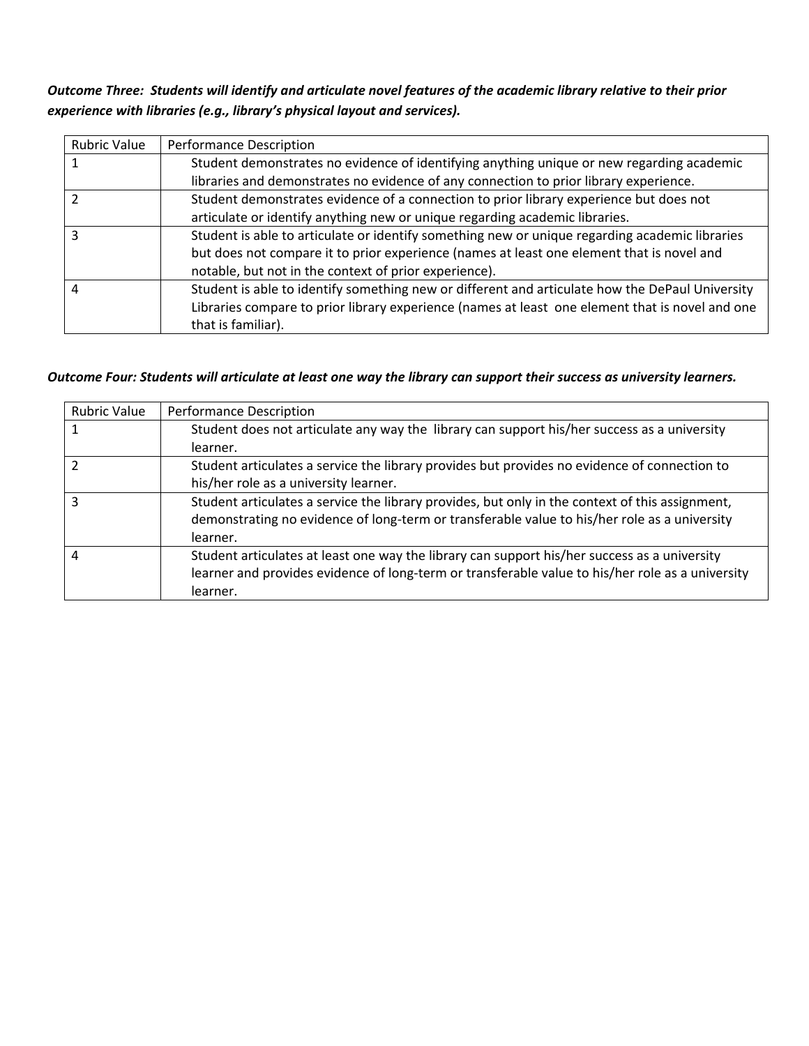***Outcome Three: Students will identify and articulate novel features of the academic library relative to their prior experience with libraries (e.g., library's physical layout and services).***

| Rubric Value | Performance Description |
|---|---|
| 1 | Student demonstrates no evidence of identifying anything unique or new regarding academic libraries and demonstrates no evidence of any connection to prior library experience. |
| 2 | Student demonstrates evidence of a connection to prior library experience but does not articulate or identify anything new or unique regarding academic libraries. |
| 3 | Student is able to articulate or identify something new or unique regarding academic libraries but does not compare it to prior experience (names at least one element that is novel and notable, but not in the context of prior experience). |
| 4 | Student is able to identify something new or different and articulate how the DePaul University Libraries compare to prior library experience (names at least one element that is novel and one that is familiar). |

***Outcome Four: Students will articulate at least one way the library can support their success as university learners.***

| Rubric Value | Performance Description |
|---|---|
| 1 | Student does not articulate any way the library can support his/her success as a university learner. |
| 2 | Student articulates a service the library provides but provides no evidence of connection to his/her role as a university learner. |
| 3 | Student articulates a service the library provides, but only in the context of this assignment, demonstrating no evidence of long-term or transferable value to his/her role as a university learner. |
| 4 | Student articulates at least one way the library can support his/her success as a university learner and provides evidence of long-term or transferable value to his/her role as a university learner. |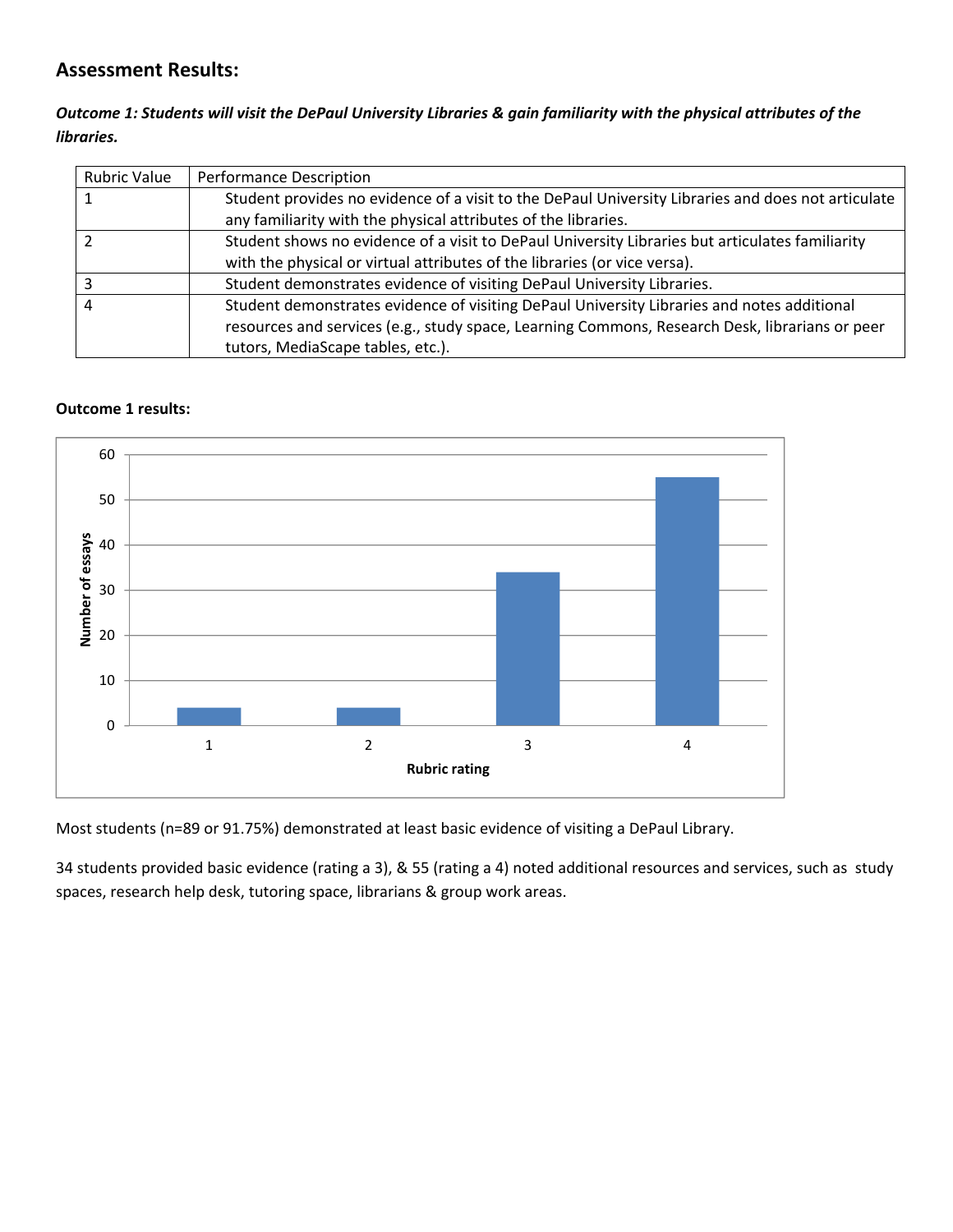## Assessment Results:

***Outcome 1: Students will visit the DePaul University Libraries & gain familiarity with the physical attributes of the libraries.***

| Rubric Value | Performance Description |
|---|---|
| 1 | Student provides no evidence of a visit to the DePaul University Libraries and does not articulate any familiarity with the physical attributes of the libraries. |
| 2 | Student shows no evidence of a visit to DePaul University Libraries but articulates familiarity with the physical or virtual attributes of the libraries (or vice versa). |
| 3 | Student demonstrates evidence of visiting DePaul University Libraries. |
| 4 | Student demonstrates evidence of visiting DePaul University Libraries and notes additional resources and services (e.g., study space, Learning Commons, Research Desk, librarians or peer tutors, MediaScape tables, etc.). |

**Outcome 1 results:**

| Rubric rating | Number of essays |
|---|---|
| 1 | 4 |
| 2 | 4 |
| 3 | 34 |
| 4 | 55 |

Most students (n=89 or 91.75%) demonstrated at least basic evidence of visiting a DePaul Library.

34 students provided basic evidence (rating a 3), & 55 (rating a 4) noted additional resources and services, such as study spaces, research help desk, tutoring space, librarians & group work areas.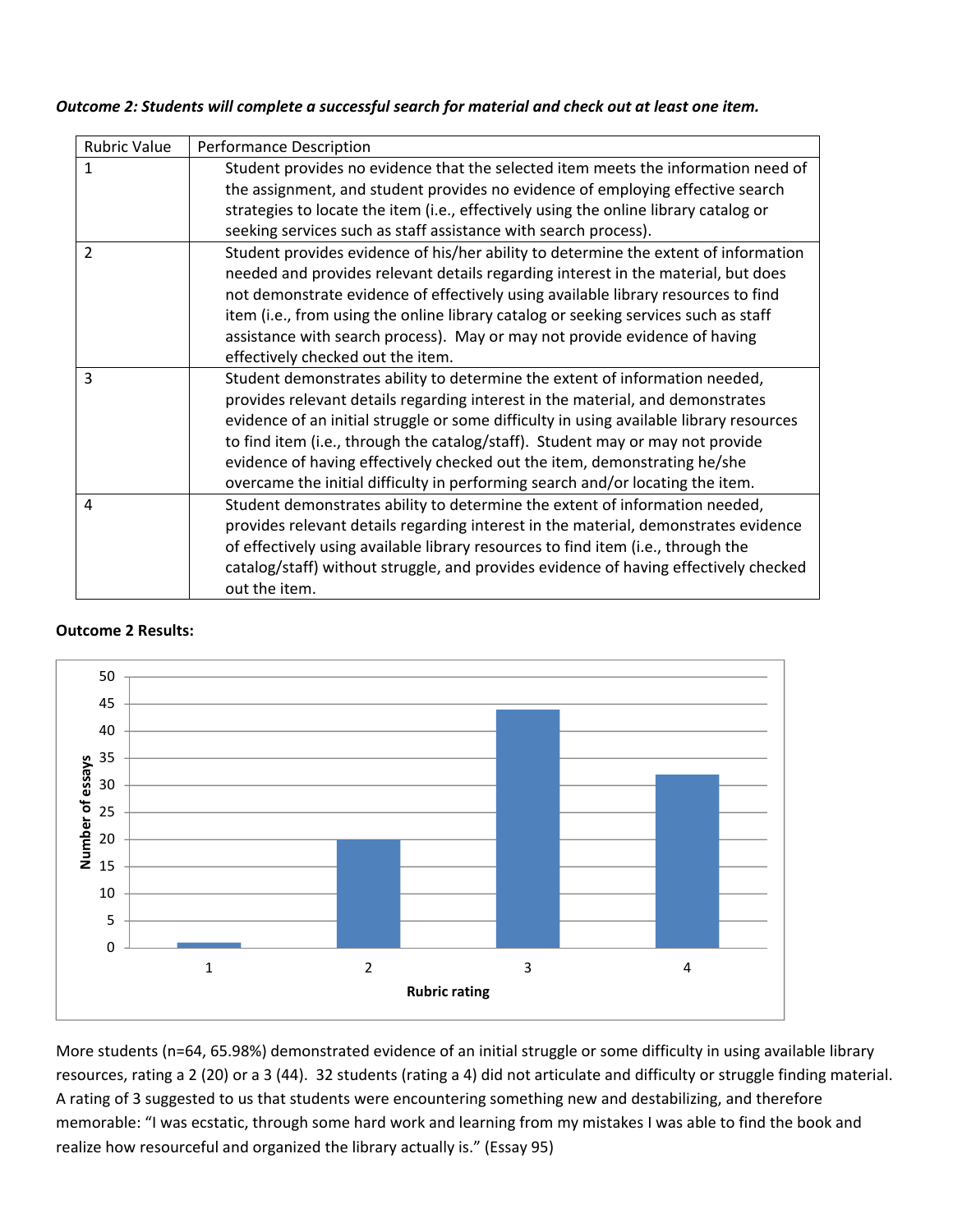***Outcome 2: Students will complete a successful search for material and check out at least one item.***

| Rubric Value | Performance Description |
| --- | --- |
| 1 | Student provides no evidence that the selected item meets the information need of the assignment, and student provides no evidence of employing effective search strategies to locate the item (i.e., effectively using the online library catalog or seeking services such as staff assistance with search process). |
| 2 | Student provides evidence of his/her ability to determine the extent of information needed and provides relevant details regarding interest in the material, but does not demonstrate evidence of effectively using available library resources to find item (i.e., from using the online library catalog or seeking services such as staff assistance with search process). May or may not provide evidence of having effectively checked out the item. |
| 3 | Student demonstrates ability to determine the extent of information needed, provides relevant details regarding interest in the material, and demonstrates evidence of an initial struggle or some difficulty in using available library resources to find item (i.e., through the catalog/staff). Student may or may not provide evidence of having effectively checked out the item, demonstrating he/she overcame the initial difficulty in performing search and/or locating the item. |
| 4 | Student demonstrates ability to determine the extent of information needed, provides relevant details regarding interest in the material, demonstrates evidence of effectively using available library resources to find item (i.e., through the catalog/staff) without struggle, and provides evidence of having effectively checked out the item. |

**Outcome 2 Results:**

| Rubric rating | Number of essays |
| --- | --- |
| 1 | 1 |
| 2 | 20 |
| 3 | 44 |
| 4 | 32 |

More students (n=64, 65.98%) demonstrated evidence of an initial struggle or some difficulty in using available library resources, rating a 2 (20) or a 3 (44). 32 students (rating a 4) did not articulate and difficulty or struggle finding material. A rating of 3 suggested to us that students were encountering something new and destabilizing, and therefore memorable: "I was ecstatic, through some hard work and learning from my mistakes I was able to find the book and realize how resourceful and organized the library actually is." (Essay 95)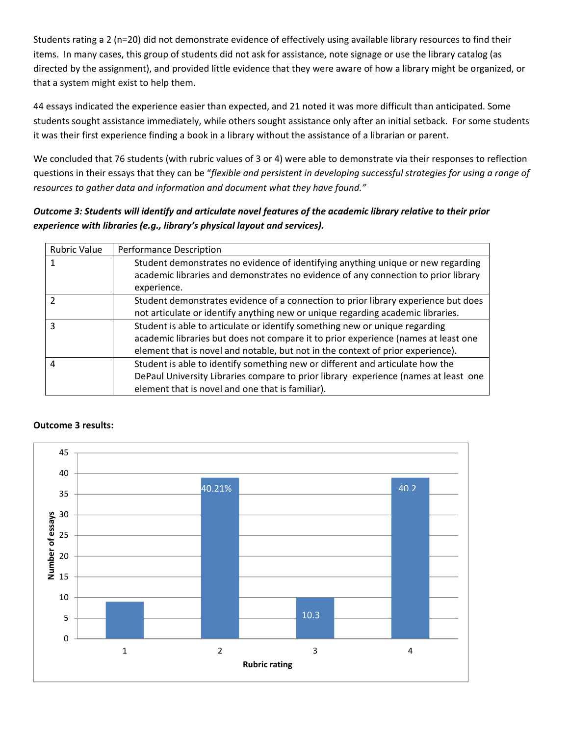Students rating a 2 (n=20) did not demonstrate evidence of effectively using available library resources to find their items. In many cases, this group of students did not ask for assistance, note signage or use the library catalog (as directed by the assignment), and provided little evidence that they were aware of how a library might be organized, or that a system might exist to help them.

44 essays indicated the experience easier than expected, and 21 noted it was more difficult than anticipated. Some students sought assistance immediately, while others sought assistance only after an initial setback. For some students it was their first experience finding a book in a library without the assistance of a librarian or parent.

We concluded that 76 students (with rubric values of 3 or 4) were able to demonstrate via their responses to reflection questions in their essays that they can be "*flexible and persistent in developing successful strategies for using a range of resources to gather data and information and document what they have found.*"

***Outcome 3: Students will identify and articulate novel features of the academic library relative to their prior experience with libraries (e.g., library's physical layout and services).***

| Rubric Value | Performance Description |
|---|---|
| 1 | Student demonstrates no evidence of identifying anything unique or new regarding academic libraries and demonstrates no evidence of any connection to prior library experience. |
| 2 | Student demonstrates evidence of a connection to prior library experience but does not articulate or identify anything new or unique regarding academic libraries. |
| 3 | Student is able to articulate or identify something new or unique regarding academic libraries but does not compare it to prior experience (names at least one element that is novel and notable, but not in the context of prior experience). |
| 4 | Student is able to identify something new or different and articulate how the DePaul University Libraries compare to prior library experience (names at least one element that is novel and one that is familiar). |

**Outcome 3 results:**

| Rubric rating | Number of essays (approx.) | Label |
|---|---|---|
| 1 | 9 | |
| 2 | 39 | 40.21% |
| 3 | 10 | 10.3 |
| 4 | 39 | 40.2 |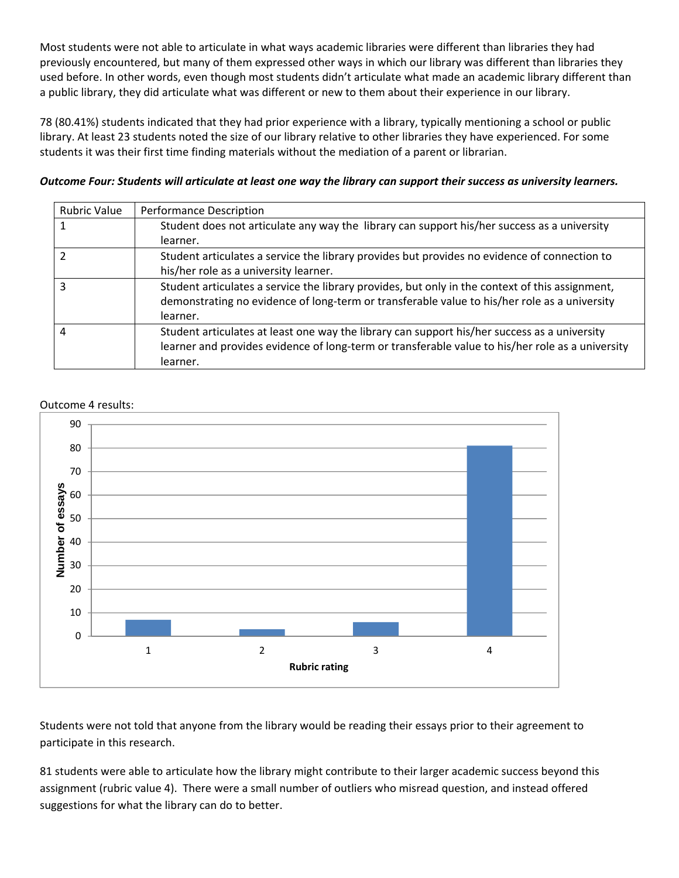Most students were not able to articulate in what ways academic libraries were different than libraries they had previously encountered, but many of them expressed other ways in which our library was different than libraries they used before. In other words, even though most students didn't articulate what made an academic library different than a public library, they did articulate what was different or new to them about their experience in our library.

78 (80.41%) students indicated that they had prior experience with a library, typically mentioning a school or public library. At least 23 students noted the size of our library relative to other libraries they have experienced. For some students it was their first time finding materials without the mediation of a parent or librarian.

***Outcome Four: Students will articulate at least one way the library can support their success as university learners.***

| Rubric Value | Performance Description |
|---|---|
| 1 | Student does not articulate any way the library can support his/her success as a university learner. |
| 2 | Student articulates a service the library provides but provides no evidence of connection to his/her role as a university learner. |
| 3 | Student articulates a service the library provides, but only in the context of this assignment, demonstrating no evidence of long-term or transferable value to his/her role as a university learner. |
| 4 | Student articulates at least one way the library can support his/her success as a university learner and provides evidence of long-term or transferable value to his/her role as a university learner. |

Outcome 4 results:

Students were not told that anyone from the library would be reading their essays prior to their agreement to participate in this research.

81 students were able to articulate how the library might contribute to their larger academic success beyond this assignment (rubric value 4). There were a small number of outliers who misread question, and instead offered suggestions for what the library can do to better.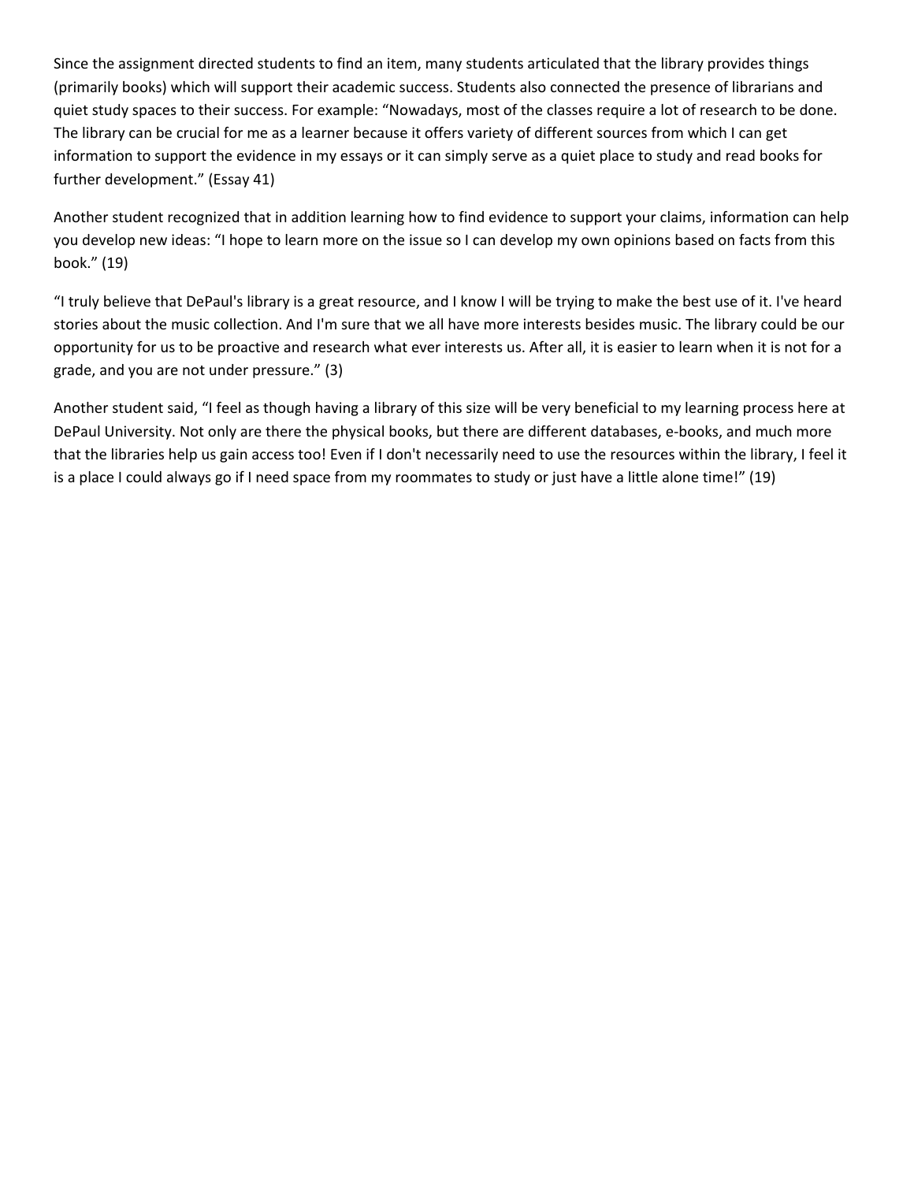Since the assignment directed students to find an item, many students articulated that the library provides things (primarily books) which will support their academic success. Students also connected the presence of librarians and quiet study spaces to their success. For example: "Nowadays, most of the classes require a lot of research to be done. The library can be crucial for me as a learner because it offers variety of different sources from which I can get information to support the evidence in my essays or it can simply serve as a quiet place to study and read books for further development." (Essay 41)

Another student recognized that in addition learning how to find evidence to support your claims, information can help you develop new ideas: "I hope to learn more on the issue so I can develop my own opinions based on facts from this book." (19)

"I truly believe that DePaul's library is a great resource, and I know I will be trying to make the best use of it. I've heard stories about the music collection. And I'm sure that we all have more interests besides music. The library could be our opportunity for us to be proactive and research what ever interests us. After all, it is easier to learn when it is not for a grade, and you are not under pressure." (3)

Another student said, "I feel as though having a library of this size will be very beneficial to my learning process here at DePaul University. Not only are there the physical books, but there are different databases, e-books, and much more that the libraries help us gain access too! Even if I don't necessarily need to use the resources within the library, I feel it is a place I could always go if I need space from my roommates to study or just have a little alone time!" (19)